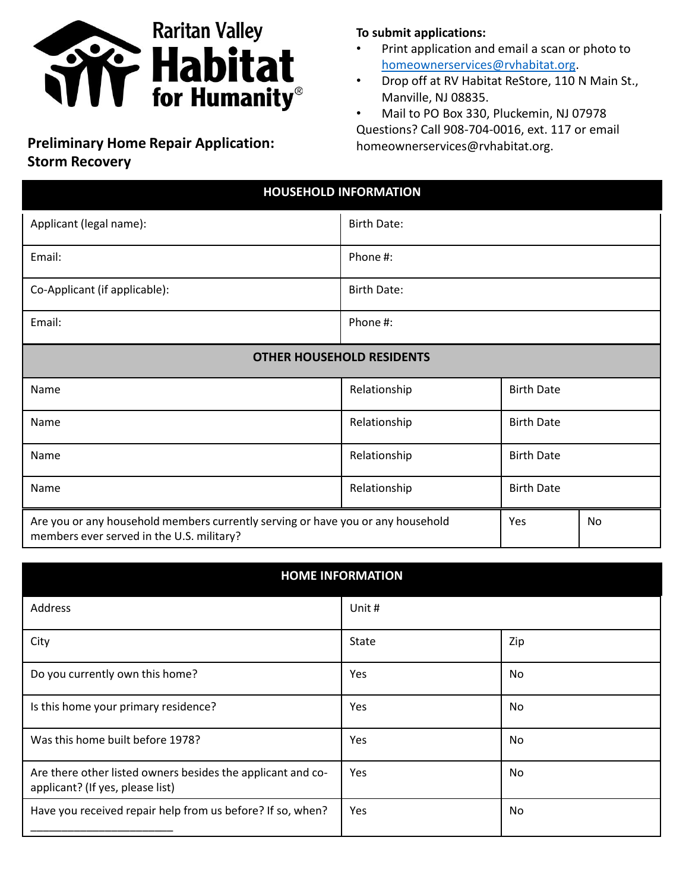Raritan Valley Habitat for Humanity®

## Preliminary Home Repair Application: Storm Recovery

**To submit applications:**

- Print application and email a scan or photo to homeownerservices@rvhabitat.org.
- Drop off at RV Habitat ReStore, 110 N Main St., Manville, NJ 08835.
- Mail to PO Box 330, Pluckemin, NJ 07978

Questions? Call 908-704-0016, ext. 117 or email homeownerservices@rvhabitat.org.

| **HOUSEHOLD INFORMATION** | |
|---|---|
| Applicant (legal name): | Birth Date: |
| Email: | Phone #: |
| Co-Applicant (if applicable): | Birth Date: |
| Email: | Phone #: |

| **OTHER HOUSEHOLD RESIDENTS** | | | |
|---|---|---|---|
| Name | Relationship | Birth Date | |
| Name | Relationship | Birth Date | |
| Name | Relationship | Birth Date | |
| Name | Relationship | Birth Date | |
| Are you or any household members currently serving or have you or any household members ever served in the U.S. military? | | Yes | No |

| **HOME INFORMATION** | | |
|---|---|---|
| Address | Unit # | |
| City | State | Zip |
| Do you currently own this home? | Yes | No |
| Is this home your primary residence? | Yes | No |
| Was this home built before 1978? | Yes | No |
| Are there other listed owners besides the applicant and co-applicant? (If yes, please list) | Yes | No |
| Have you received repair help from us before? If so, when? ______________________ | Yes | No |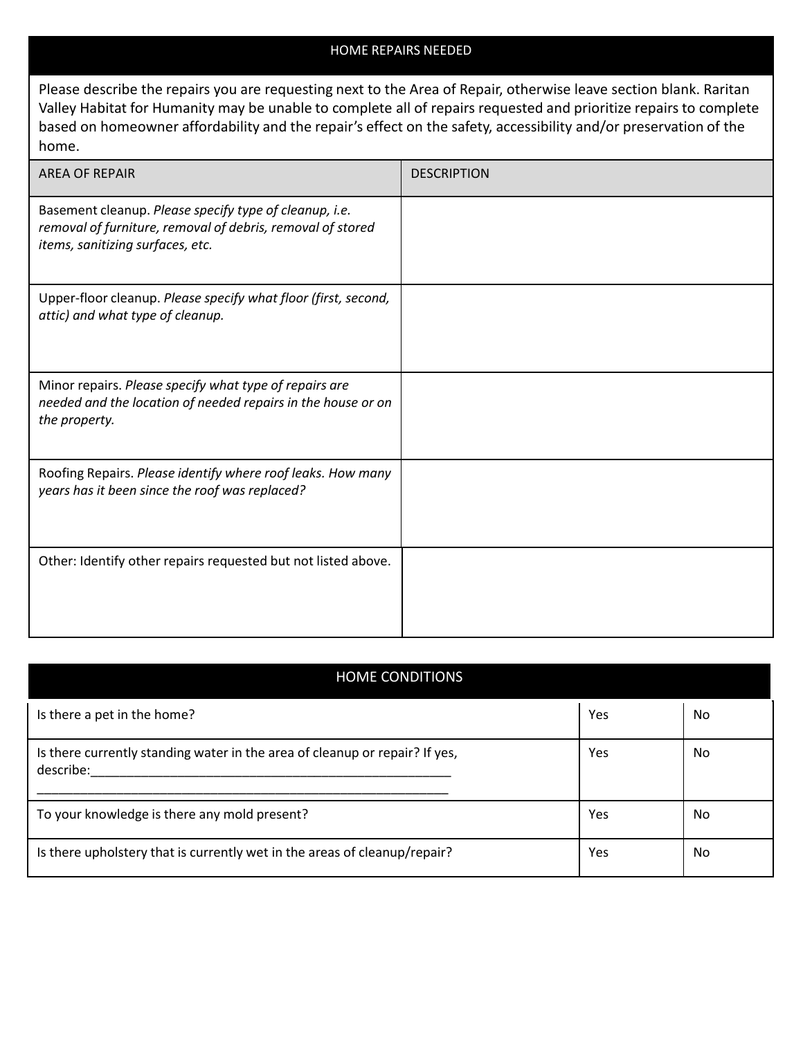## HOME REPAIRS NEEDED

Please describe the repairs you are requesting next to the Area of Repair, otherwise leave section blank. Raritan Valley Habitat for Humanity may be unable to complete all of repairs requested and prioritize repairs to complete based on homeowner affordability and the repair's effect on the safety, accessibility and/or preservation of the home.

| AREA OF REPAIR | DESCRIPTION |
|---|---|
| Basement cleanup. *Please specify type of cleanup, i.e. removal of furniture, removal of debris, removal of stored items, sanitizing surfaces, etc.* | |
| Upper-floor cleanup. *Please specify what floor (first, second, attic) and what type of cleanup.* | |
| Minor repairs. *Please specify what type of repairs are needed and the location of needed repairs in the house or on the property.* | |
| Roofing Repairs. *Please identify where roof leaks. How many years has it been since the roof was replaced?* | |
| Other: Identify other repairs requested but not listed above. | |

## HOME CONDITIONS

| | | |
|---|---|---|
| Is there a pet in the home? | Yes | No |
| Is there currently standing water in the area of cleanup or repair? If yes, describe:_______________________________________________________ _____________________________________________________________ | Yes | No |
| To your knowledge is there any mold present? | Yes | No |
| Is there upholstery that is currently wet in the areas of cleanup/repair? | Yes | No |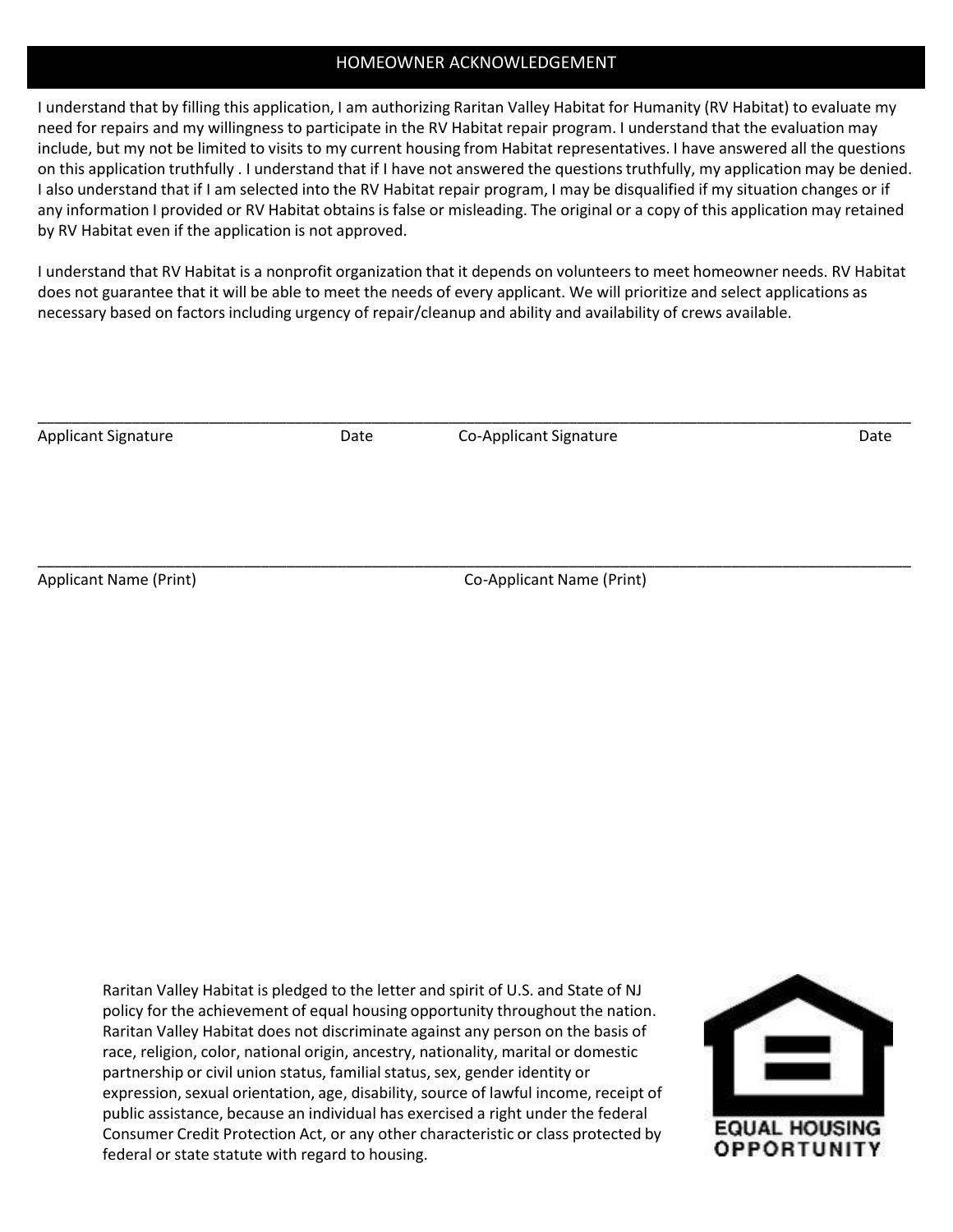## HOMEOWNER ACKNOWLEDGEMENT

I understand that by filling this application, I am authorizing Raritan Valley Habitat for Humanity (RV Habitat) to evaluate my need for repairs and my willingness to participate in the RV Habitat repair program. I understand that the evaluation may include, but my not be limited to visits to my current housing from Habitat representatives. I have answered all the questions on this application truthfully . I understand that if I have not answered the questions truthfully, my application may be denied. I also understand that if I am selected into the RV Habitat repair program, I may be disqualified if my situation changes or if any information I provided or RV Habitat obtains is false or misleading. The original or a copy of this application may retained by RV Habitat even if the application is not approved.

I understand that RV Habitat is a nonprofit organization that it depends on volunteers to meet homeowner needs. RV Habitat does not guarantee that it will be able to meet the needs of every applicant. We will prioritize and select applications as necessary based on factors including urgency of repair/cleanup and ability and availability of crews available.

\_\_\_\_\_\_\_\_\_\_\_\_\_\_\_\_\_\_\_\_\_\_\_\_\_\_\_\_\_\_\_\_\_\_\_\_\_\_\_\_\_\_\_\_\_\_\_\_\_\_\_\_\_\_\_\_\_\_\_\_\_\_\_\_\_\_\_\_\_\_\_\_\_\_\_\_\_\_

Applicant Signature　　　　Date　　　　Co-Applicant Signature　　　　Date

\_\_\_\_\_\_\_\_\_\_\_\_\_\_\_\_\_\_\_\_\_\_\_\_\_\_\_\_\_\_\_\_\_\_\_\_\_\_\_\_\_\_\_\_\_\_\_\_\_\_\_\_\_\_\_\_\_\_\_\_\_\_\_\_\_\_\_\_\_\_\_\_\_\_\_\_\_\_

Applicant Name (Print)　　　　Co-Applicant Name (Print)

Raritan Valley Habitat is pledged to the letter and spirit of U.S. and State of NJ policy for the achievement of equal housing opportunity throughout the nation. Raritan Valley Habitat does not discriminate against any person on the basis of race, religion, color, national origin, ancestry, nationality, marital or domestic partnership or civil union status, familial status, sex, gender identity or expression, sexual orientation, age, disability, source of lawful income, receipt of public assistance, because an individual has exercised a right under the federal Consumer Credit Protection Act, or any other characteristic or class protected by federal or state statute with regard to housing.

EQUAL HOUSING OPPORTUNITY